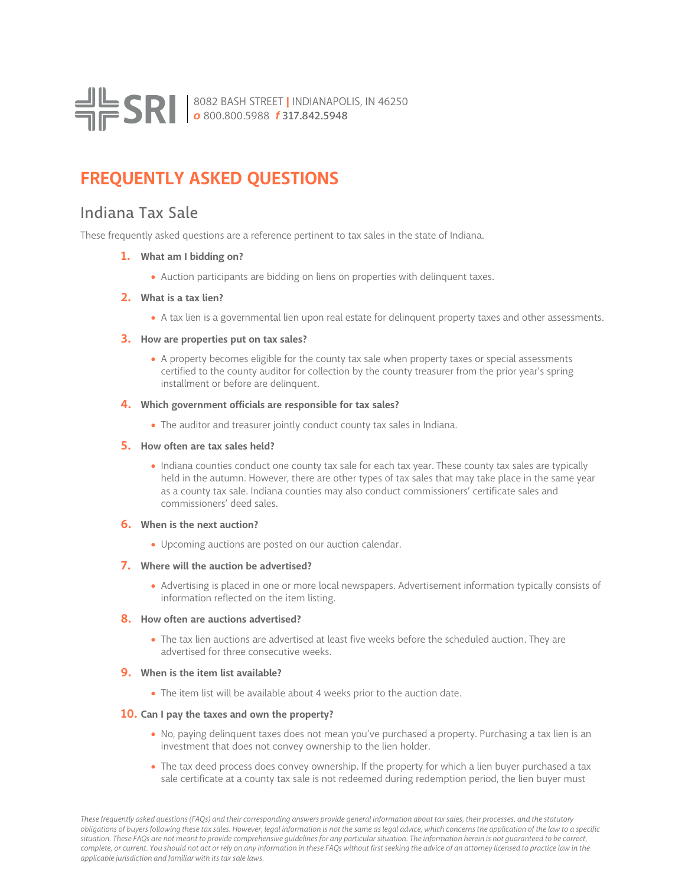SRI | 8082 BASH STREET | INDIANAPOLIS, IN 46250
*o* 800.800.5988 *f* 317.842.5948

# FREQUENTLY ASKED QUESTIONS

## Indiana Tax Sale

These frequently asked questions are a reference pertinent to tax sales in the state of Indiana.

1. **What am I bidding on?**
   - Auction participants are bidding on liens on properties with delinquent taxes.

2. **What is a tax lien?**
   - A tax lien is a governmental lien upon real estate for delinquent property taxes and other assessments.

3. **How are properties put on tax sales?**
   - A property becomes eligible for the county tax sale when property taxes or special assessments certified to the county auditor for collection by the county treasurer from the prior year's spring installment or before are delinquent.

4. **Which government officials are responsible for tax sales?**
   - The auditor and treasurer jointly conduct county tax sales in Indiana.

5. **How often are tax sales held?**
   - Indiana counties conduct one county tax sale for each tax year. These county tax sales are typically held in the autumn. However, there are other types of tax sales that may take place in the same year as a county tax sale. Indiana counties may also conduct commissioners' certificate sales and commissioners' deed sales.

6. **When is the next auction?**
   - Upcoming auctions are posted on our auction calendar.

7. **Where will the auction be advertised?**
   - Advertising is placed in one or more local newspapers. Advertisement information typically consists of information reflected on the item listing.

8. **How often are auctions advertised?**
   - The tax lien auctions are advertised at least five weeks before the scheduled auction. They are advertised for three consecutive weeks.

9. **When is the item list available?**
   - The item list will be available about 4 weeks prior to the auction date.

10. **Can I pay the taxes and own the property?**
    - No, paying delinquent taxes does not mean you've purchased a property. Purchasing a tax lien is an investment that does not convey ownership to the lien holder.
    - The tax deed process does convey ownership. If the property for which a lien buyer purchased a tax sale certificate at a county tax sale is not redeemed during redemption period, the lien buyer must

*These frequently asked questions (FAQs) and their corresponding answers provide general information about tax sales, their processes, and the statutory obligations of buyers following these tax sales. However, legal information is not the same as legal advice, which concerns the application of the law to a specific situation. These FAQs are not meant to provide comprehensive guidelines for any particular situation. The information herein is not guaranteed to be correct, complete, or current. You should not act or rely on any information in these FAQs without first seeking the advice of an attorney licensed to practice law in the applicable jurisdiction and familiar with its tax sale laws.*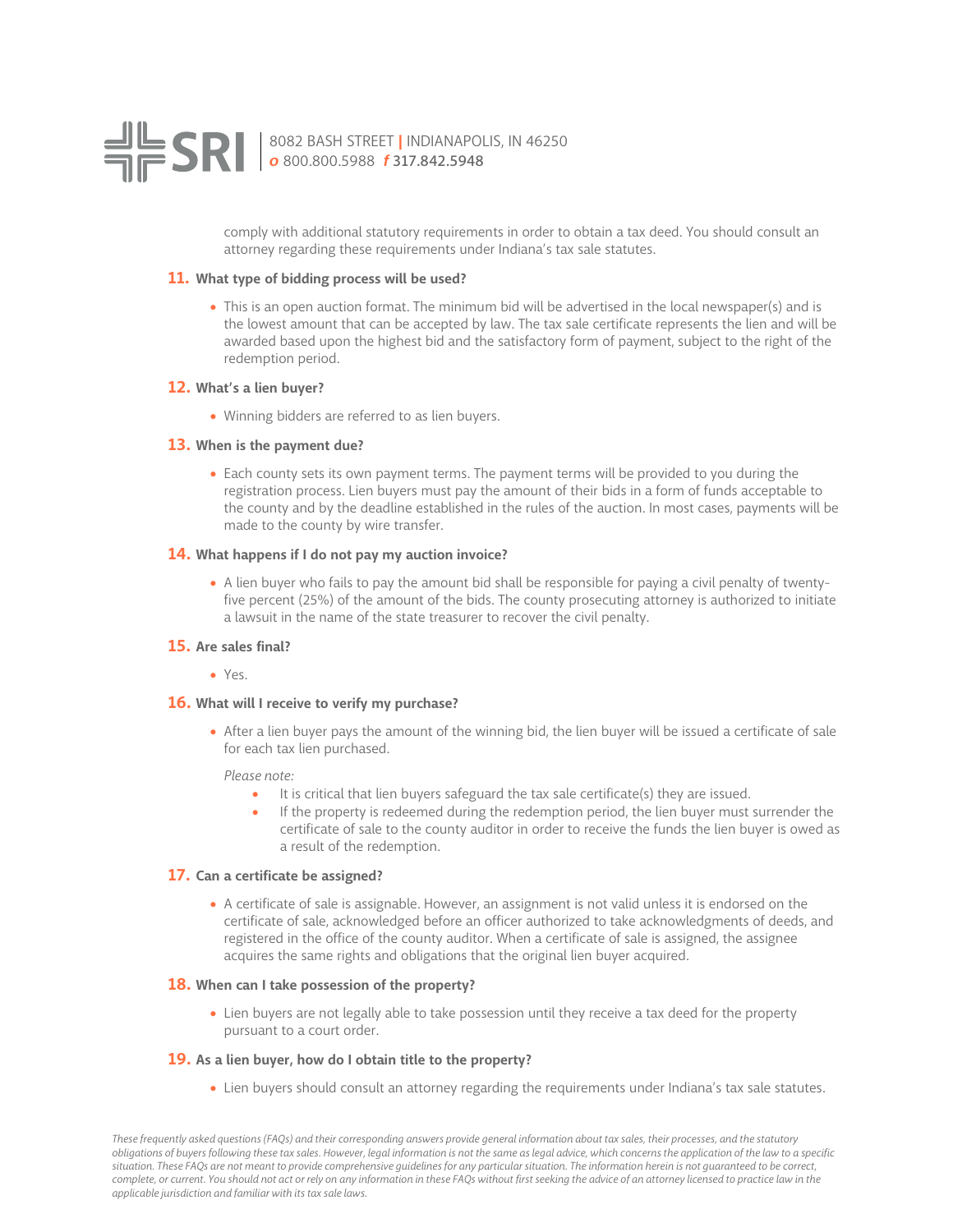comply with additional statutory requirements in order to obtain a tax deed. You should consult an attorney regarding these requirements under Indiana's tax sale statutes.

**11. What type of bidding process will be used?**

- This is an open auction format. The minimum bid will be advertised in the local newspaper(s) and is the lowest amount that can be accepted by law. The tax sale certificate represents the lien and will be awarded based upon the highest bid and the satisfactory form of payment, subject to the right of the redemption period.

**12. What's a lien buyer?**

- Winning bidders are referred to as lien buyers.

**13. When is the payment due?**

- Each county sets its own payment terms. The payment terms will be provided to you during the registration process. Lien buyers must pay the amount of their bids in a form of funds acceptable to the county and by the deadline established in the rules of the auction. In most cases, payments will be made to the county by wire transfer.

**14. What happens if I do not pay my auction invoice?**

- A lien buyer who fails to pay the amount bid shall be responsible for paying a civil penalty of twenty-five percent (25%) of the amount of the bids. The county prosecuting attorney is authorized to initiate a lawsuit in the name of the state treasurer to recover the civil penalty.

**15. Are sales final?**

- Yes.

**16. What will I receive to verify my purchase?**

- After a lien buyer pays the amount of the winning bid, the lien buyer will be issued a certificate of sale for each tax lien purchased.

  *Please note:*

  - It is critical that lien buyers safeguard the tax sale certificate(s) they are issued.
  - If the property is redeemed during the redemption period, the lien buyer must surrender the certificate of sale to the county auditor in order to receive the funds the lien buyer is owed as a result of the redemption.

**17. Can a certificate be assigned?**

- A certificate of sale is assignable. However, an assignment is not valid unless it is endorsed on the certificate of sale, acknowledged before an officer authorized to take acknowledgments of deeds, and registered in the office of the county auditor. When a certificate of sale is assigned, the assignee acquires the same rights and obligations that the original lien buyer acquired.

**18. When can I take possession of the property?**

- Lien buyers are not legally able to take possession until they receive a tax deed for the property pursuant to a court order.

**19. As a lien buyer, how do I obtain title to the property?**

- Lien buyers should consult an attorney regarding the requirements under Indiana's tax sale statutes.

*These frequently asked questions (FAQs) and their corresponding answers provide general information about tax sales, their processes, and the statutory obligations of buyers following these tax sales. However, legal information is not the same as legal advice, which concerns the application of the law to a specific situation. These FAQs are not meant to provide comprehensive guidelines for any particular situation. The information herein is not guaranteed to be correct, complete, or current. You should not act or rely on any information in these FAQs without first seeking the advice of an attorney licensed to practice law in the applicable jurisdiction and familiar with its tax sale laws.*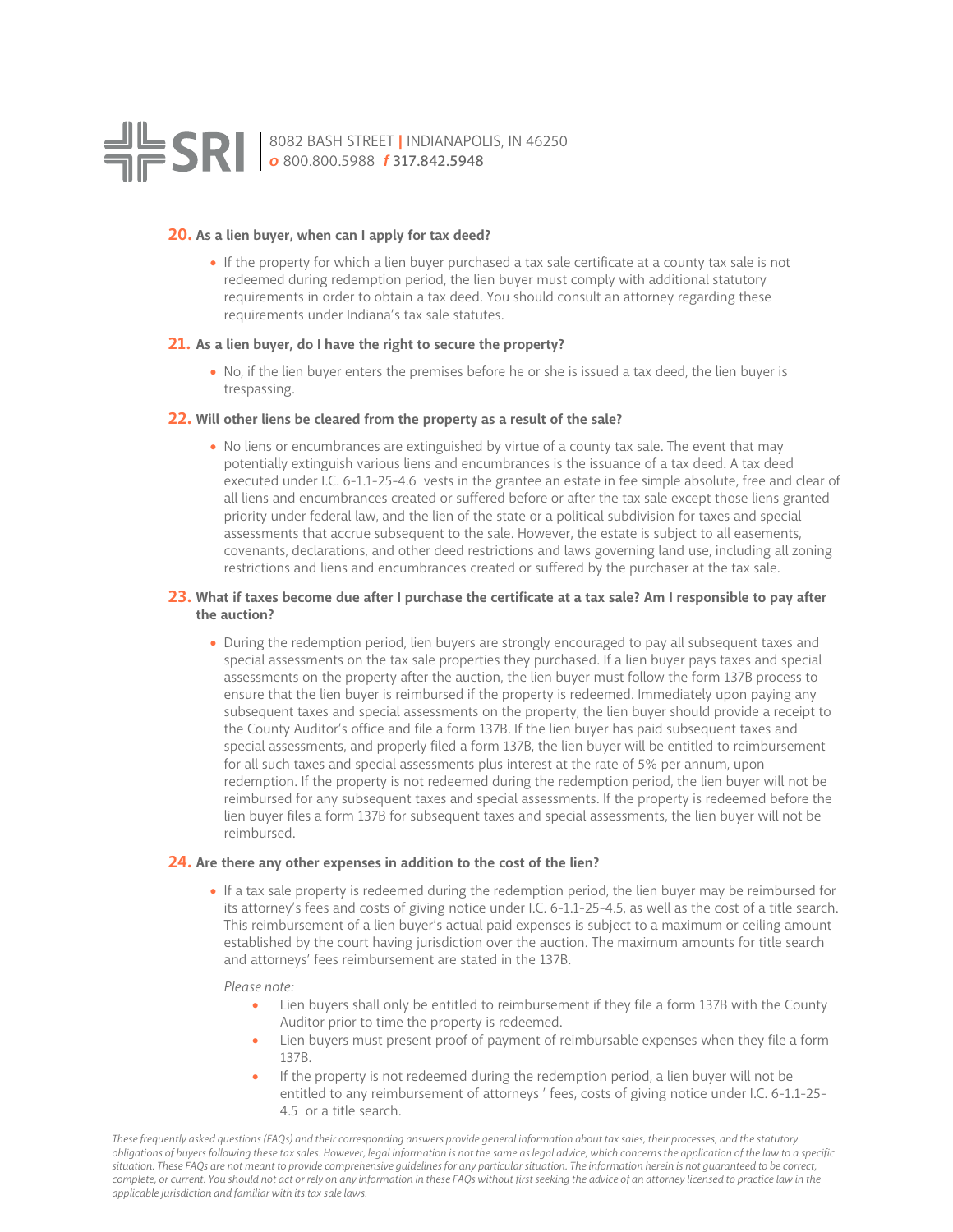**20. As a lien buyer, when can I apply for tax deed?**

- If the property for which a lien buyer purchased a tax sale certificate at a county tax sale is not redeemed during redemption period, the lien buyer must comply with additional statutory requirements in order to obtain a tax deed. You should consult an attorney regarding these requirements under Indiana's tax sale statutes.

**21. As a lien buyer, do I have the right to secure the property?**

- No, if the lien buyer enters the premises before he or she is issued a tax deed, the lien buyer is trespassing.

**22. Will other liens be cleared from the property as a result of the sale?**

- No liens or encumbrances are extinguished by virtue of a county tax sale. The event that may potentially extinguish various liens and encumbrances is the issuance of a tax deed. A tax deed executed under I.C. 6-1.1-25-4.6 vests in the grantee an estate in fee simple absolute, free and clear of all liens and encumbrances created or suffered before or after the tax sale except those liens granted priority under federal law, and the lien of the state or a political subdivision for taxes and special assessments that accrue subsequent to the sale. However, the estate is subject to all easements, covenants, declarations, and other deed restrictions and laws governing land use, including all zoning restrictions and liens and encumbrances created or suffered by the purchaser at the tax sale.

**23. What if taxes become due after I purchase the certificate at a tax sale? Am I responsible to pay after the auction?**

- During the redemption period, lien buyers are strongly encouraged to pay all subsequent taxes and special assessments on the tax sale properties they purchased. If a lien buyer pays taxes and special assessments on the property after the auction, the lien buyer must follow the form 137B process to ensure that the lien buyer is reimbursed if the property is redeemed. Immediately upon paying any subsequent taxes and special assessments on the property, the lien buyer should provide a receipt to the County Auditor's office and file a form 137B. If the lien buyer has paid subsequent taxes and special assessments, and properly filed a form 137B, the lien buyer will be entitled to reimbursement for all such taxes and special assessments plus interest at the rate of 5% per annum, upon redemption. If the property is not redeemed during the redemption period, the lien buyer will not be reimbursed for any subsequent taxes and special assessments. If the property is redeemed before the lien buyer files a form 137B for subsequent taxes and special assessments, the lien buyer will not be reimbursed.

**24. Are there any other expenses in addition to the cost of the lien?**

- If a tax sale property is redeemed during the redemption period, the lien buyer may be reimbursed for its attorney's fees and costs of giving notice under I.C. 6-1.1-25-4.5, as well as the cost of a title search. This reimbursement of a lien buyer's actual paid expenses is subject to a maximum or ceiling amount established by the court having jurisdiction over the auction. The maximum amounts for title search and attorneys' fees reimbursement are stated in the 137B.

  *Please note:*

  - Lien buyers shall only be entitled to reimbursement if they file a form 137B with the County Auditor prior to time the property is redeemed.
  - Lien buyers must present proof of payment of reimbursable expenses when they file a form 137B.
  - If the property is not redeemed during the redemption period, a lien buyer will not be entitled to any reimbursement of attorneys ' fees, costs of giving notice under I.C. 6-1.1-25-4.5 or a title search.

*These frequently asked questions (FAQs) and their corresponding answers provide general information about tax sales, their processes, and the statutory obligations of buyers following these tax sales. However, legal information is not the same as legal advice, which concerns the application of the law to a specific situation. These FAQs are not meant to provide comprehensive guidelines for any particular situation. The information herein is not guaranteed to be correct, complete, or current. You should not act or rely on any information in these FAQs without first seeking the advice of an attorney licensed to practice law in the applicable jurisdiction and familiar with its tax sale laws.*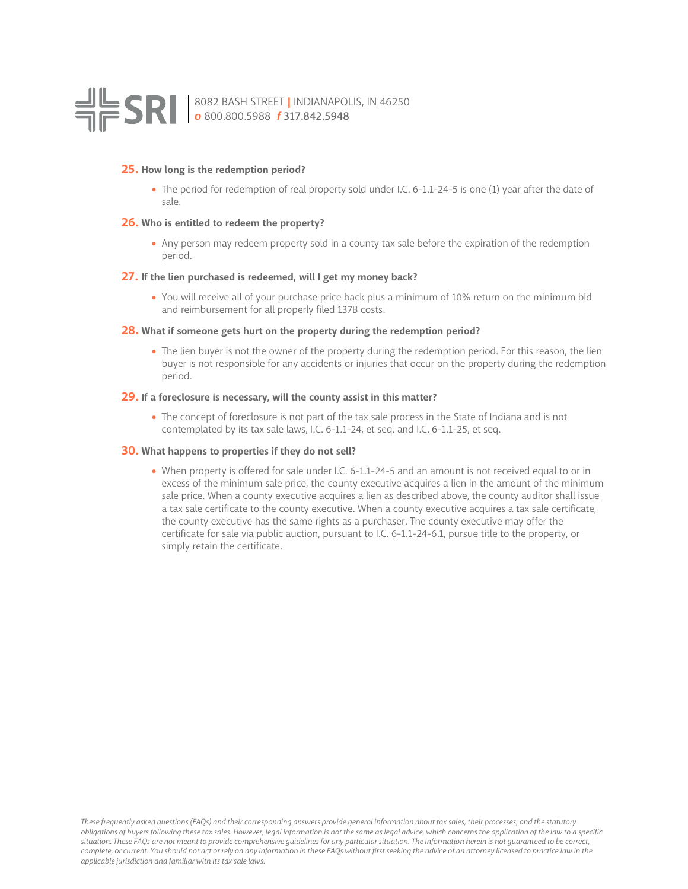**25. How long is the redemption period?**

- The period for redemption of real property sold under I.C. 6-1.1-24-5 is one (1) year after the date of sale.

**26. Who is entitled to redeem the property?**

- Any person may redeem property sold in a county tax sale before the expiration of the redemption period.

**27. If the lien purchased is redeemed, will I get my money back?**

- You will receive all of your purchase price back plus a minimum of 10% return on the minimum bid and reimbursement for all properly filed 137B costs.

**28. What if someone gets hurt on the property during the redemption period?**

- The lien buyer is not the owner of the property during the redemption period. For this reason, the lien buyer is not responsible for any accidents or injuries that occur on the property during the redemption period.

**29. If a foreclosure is necessary, will the county assist in this matter?**

- The concept of foreclosure is not part of the tax sale process in the State of Indiana and is not contemplated by its tax sale laws, I.C. 6-1.1-24, et seq. and I.C. 6-1.1-25, et seq.

**30. What happens to properties if they do not sell?**

- When property is offered for sale under I.C. 6-1.1-24-5 and an amount is not received equal to or in excess of the minimum sale price, the county executive acquires a lien in the amount of the minimum sale price. When a county executive acquires a lien as described above, the county auditor shall issue a tax sale certificate to the county executive. When a county executive acquires a tax sale certificate, the county executive has the same rights as a purchaser. The county executive may offer the certificate for sale via public auction, pursuant to I.C. 6-1.1-24-6.1, pursue title to the property, or simply retain the certificate.

*These frequently asked questions (FAQs) and their corresponding answers provide general information about tax sales, their processes, and the statutory obligations of buyers following these tax sales. However, legal information is not the same as legal advice, which concerns the application of the law to a specific situation. These FAQs are not meant to provide comprehensive guidelines for any particular situation. The information herein is not guaranteed to be correct, complete, or current. You should not act or rely on any information in these FAQs without first seeking the advice of an attorney licensed to practice law in the applicable jurisdiction and familiar with its tax sale laws.*